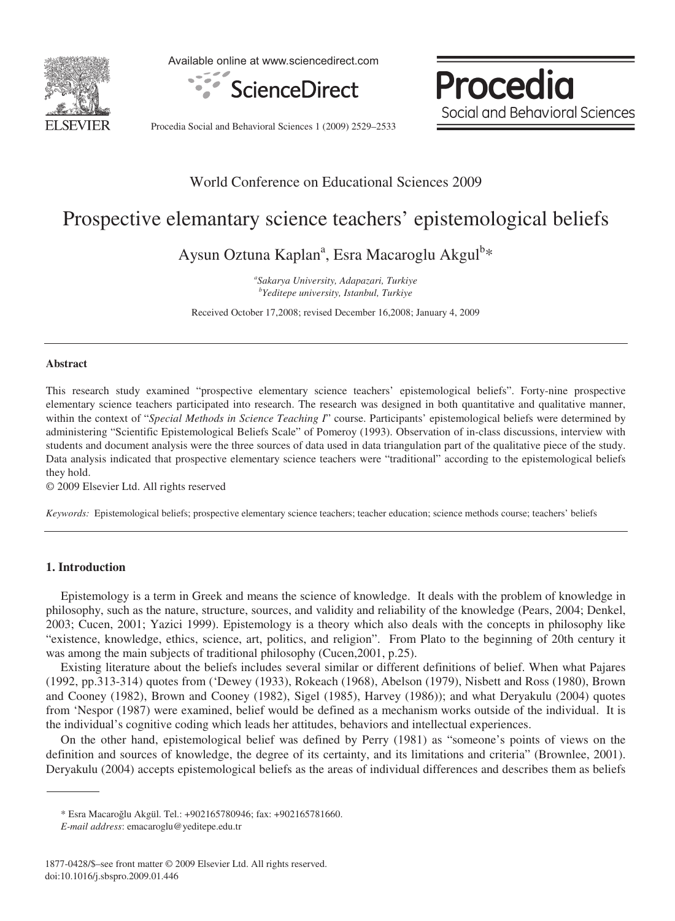World Conference on Educational Sciences 2009

# Prospective elemantary science teachers' epistemological beliefs

Aysun Oztuna Kaplan[a], Esra Macaroglu Akgul[b]*

[a]*Sakarya University, Adapazari, Turkiye*
[b]*Yeditepe university, Istanbul, Turkiye*

Received October 17,2008; revised December 16,2008; January 4, 2009

## Abstract

This research study examined "prospective elementary science teachers' epistemological beliefs". Forty-nine prospective elementary science teachers participated into research. The research was designed in both quantitative and qualitative manner, within the context of "*Special Methods in Science Teaching I*" course. Participants' epistemological beliefs were determined by administering "Scientific Epistemological Beliefs Scale" of Pomeroy (1993). Observation of in-class discussions, interview with students and document analysis were the three sources of data used in data triangulation part of the qualitative piece of the study. Data analysis indicated that prospective elementary science teachers were "traditional" according to the epistemological beliefs they hold.

© 2009 Elsevier Ltd. All rights reserved

*Keywords:* Epistemological beliefs; prospective elementary science teachers; teacher education; science methods course; teachers' beliefs

## 1. Introduction

Epistemology is a term in Greek and means the science of knowledge. It deals with the problem of knowledge in philosophy, such as the nature, structure, sources, and validity and reliability of the knowledge (Pears, 2004; Denkel, 2003; Cucen, 2001; Yazici 1999). Epistemology is a theory which also deals with the concepts in philosophy like "existence, knowledge, ethics, science, art, politics, and religion". From Plato to the beginning of 20th century it was among the main subjects of traditional philosophy (Cucen,2001, p.25).

Existing literature about the beliefs includes several similar or different definitions of belief. When what Pajares (1992, pp.313-314) quotes from ('Dewey (1933), Rokeach (1968), Abelson (1979), Nisbett and Ross (1980), Brown and Cooney (1982), Brown and Cooney (1982), Sigel (1985), Harvey (1986)); and what Deryakulu (2004) quotes from 'Nespor (1987) were examined, belief would be defined as a mechanism works outside of the individual. It is the individual's cognitive coding which leads her attitudes, behaviors and intellectual experiences.

On the other hand, epistemological belief was defined by Perry (1981) as "someone's points of views on the definition and sources of knowledge, the degree of its certainty, and its limitations and criteria" (Brownlee, 2001). Deryakulu (2004) accepts epistemological beliefs as the areas of individual differences and describes them as beliefs

---

\* Esra Macaroğlu Akgül. Tel.: +902165780946; fax: +902165781660.
*E-mail address*: emacaroglu@yeditepe.edu.tr

1877-0428/$–see front matter © 2009 Elsevier Ltd. All rights reserved.
doi:10.1016/j.sbspro.2009.01.446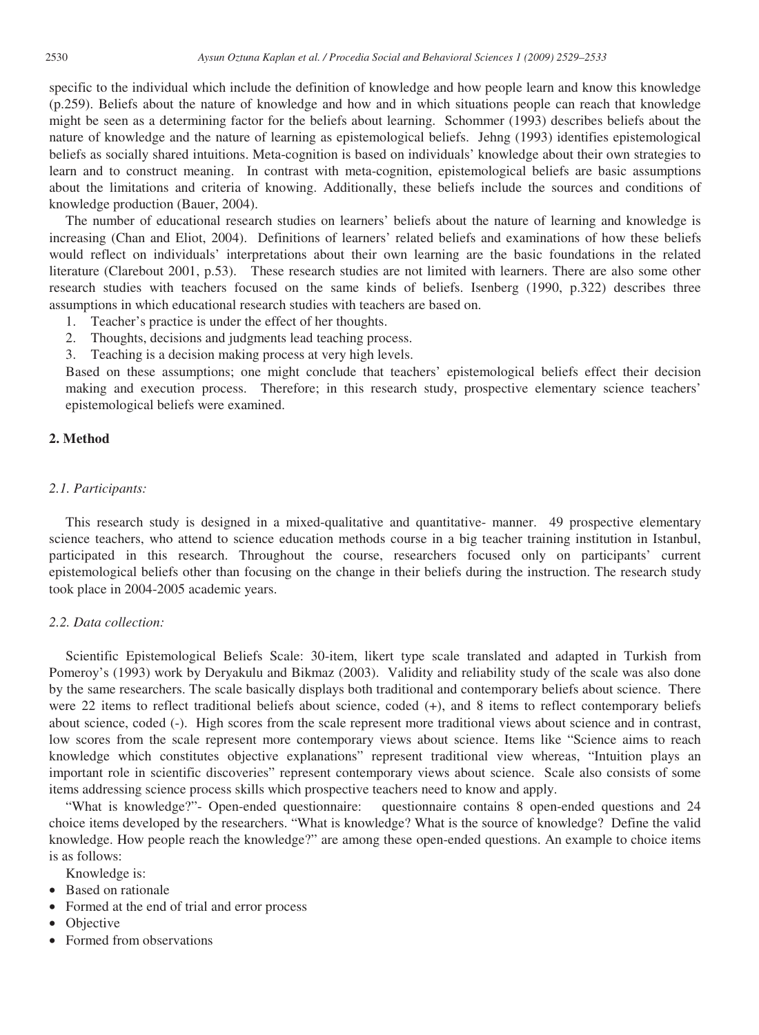specific to the individual which include the definition of knowledge and how people learn and know this knowledge (p.259). Beliefs about the nature of knowledge and how and in which situations people can reach that knowledge might be seen as a determining factor for the beliefs about learning. Schommer (1993) describes beliefs about the nature of knowledge and the nature of learning as epistemological beliefs. Jehng (1993) identifies epistemological beliefs as socially shared intuitions. Meta-cognition is based on individuals' knowledge about their own strategies to learn and to construct meaning. In contrast with meta-cognition, epistemological beliefs are basic assumptions about the limitations and criteria of knowing. Additionally, these beliefs include the sources and conditions of knowledge production (Bauer, 2004).

The number of educational research studies on learners' beliefs about the nature of learning and knowledge is increasing (Chan and Eliot, 2004). Definitions of learners' related beliefs and examinations of how these beliefs would reflect on individuals' interpretations about their own learning are the basic foundations in the related literature (Clarebout 2001, p.53). These research studies are not limited with learners. There are also some other research studies with teachers focused on the same kinds of beliefs. Isenberg (1990, p.322) describes three assumptions in which educational research studies with teachers are based on.

1. Teacher's practice is under the effect of her thoughts.
2. Thoughts, decisions and judgments lead teaching process.
3. Teaching is a decision making process at very high levels.

Based on these assumptions; one might conclude that teachers' epistemological beliefs effect their decision making and execution process. Therefore; in this research study, prospective elementary science teachers' epistemological beliefs were examined.

## 2. Method

### *2.1. Participants:*

This research study is designed in a mixed-qualitative and quantitative- manner. 49 prospective elementary science teachers, who attend to science education methods course in a big teacher training institution in Istanbul, participated in this research. Throughout the course, researchers focused only on participants' current epistemological beliefs other than focusing on the change in their beliefs during the instruction. The research study took place in 2004-2005 academic years.

### *2.2. Data collection:*

Scientific Epistemological Beliefs Scale: 30-item, likert type scale translated and adapted in Turkish from Pomeroy's (1993) work by Deryakulu and Bikmaz (2003). Validity and reliability study of the scale was also done by the same researchers. The scale basically displays both traditional and contemporary beliefs about science. There were 22 items to reflect traditional beliefs about science, coded (+), and 8 items to reflect contemporary beliefs about science, coded (-). High scores from the scale represent more traditional views about science and in contrast, low scores from the scale represent more contemporary views about science. Items like "Science aims to reach knowledge which constitutes objective explanations" represent traditional view whereas, "Intuition plays an important role in scientific discoveries" represent contemporary views about science. Scale also consists of some items addressing science process skills which prospective teachers need to know and apply.

"What is knowledge?"- Open-ended questionnaire: questionnaire contains 8 open-ended questions and 24 choice items developed by the researchers. "What is knowledge? What is the source of knowledge? Define the valid knowledge. How people reach the knowledge?" are among these open-ended questions. An example to choice items is as follows:

Knowledge is:

- Based on rationale
- Formed at the end of trial and error process
- Objective
- Formed from observations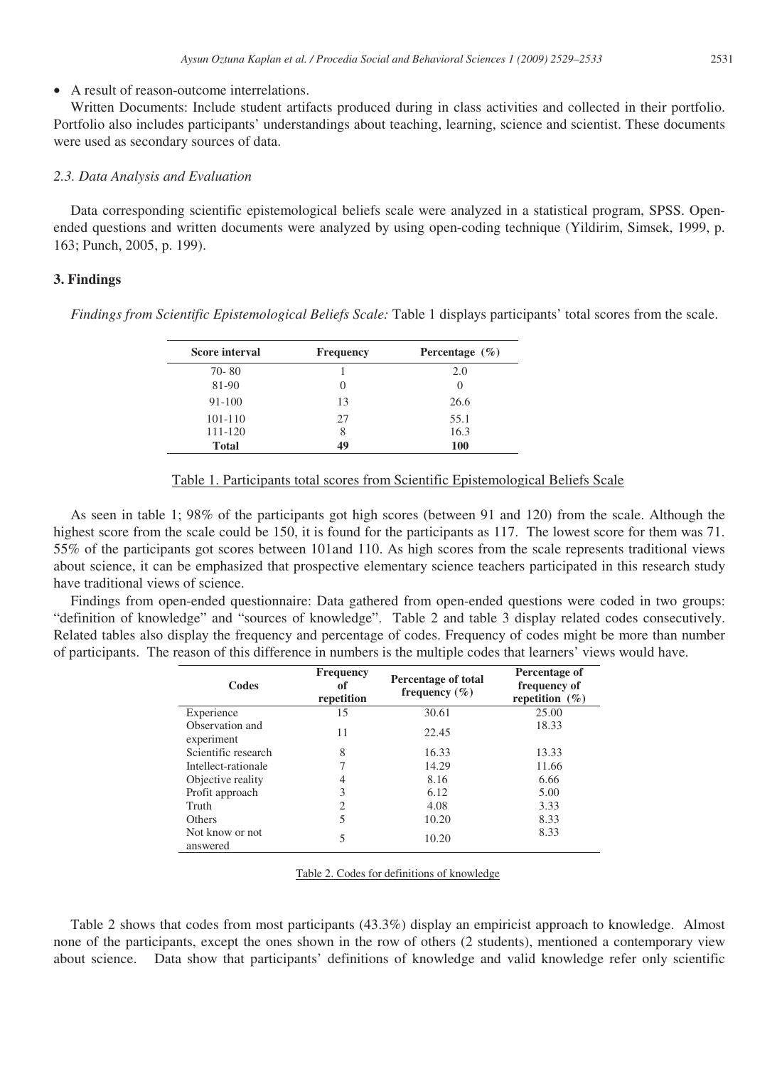- A result of reason-outcome interrelations.

Written Documents: Include student artifacts produced during in class activities and collected in their portfolio. Portfolio also includes participants' understandings about teaching, learning, science and scientist. These documents were used as secondary sources of data.

### *2.3. Data Analysis and Evaluation*

Data corresponding scientific epistemological beliefs scale were analyzed in a statistical program, SPSS. Open-ended questions and written documents were analyzed by using open-coding technique (Yildirim, Simsek, 1999, p. 163; Punch, 2005, p. 199).

## 3. Findings

*Findings from Scientific Epistemological Beliefs Scale:* Table 1 displays participants' total scores from the scale.

| Score interval | Frequency | Percentage (%) |
|---|---|---|
| 70- 80 | 1 | 2.0 |
| 81-90 | 0 | 0 |
| 91-100 | 13 | 26.6 |
| 101-110 | 27 | 55.1 |
| 111-120 | 8 | 16.3 |
| **Total** | **49** | **100** |

Table 1. Participants total scores from Scientific Epistemological Beliefs Scale

As seen in table 1; 98% of the participants got high scores (between 91 and 120) from the scale. Although the highest score from the scale could be 150, it is found for the participants as 117. The lowest score for them was 71. 55% of the participants got scores between 101and 110. As high scores from the scale represents traditional views about science, it can be emphasized that prospective elementary science teachers participated in this research study have traditional views of science.

Findings from open-ended questionnaire: Data gathered from open-ended questions were coded in two groups: "definition of knowledge" and "sources of knowledge". Table 2 and table 3 display related codes consecutively. Related tables also display the frequency and percentage of codes. Frequency of codes might be more than number of participants. The reason of this difference in numbers is the multiple codes that learners' views would have.

| Codes | Frequency of repetition | Percentage of total frequency (%) | Percentage of frequency of repetition (%) |
|---|---|---|---|
| Experience | 15 | 30.61 | 25.00 |
| Observation and experiment | 11 | 22.45 | 18.33 |
| Scientific research | 8 | 16.33 | 13.33 |
| Intellect-rationale | 7 | 14.29 | 11.66 |
| Objective reality | 4 | 8.16 | 6.66 |
| Profit approach | 3 | 6.12 | 5.00 |
| Truth | 2 | 4.08 | 3.33 |
| Others | 5 | 10.20 | 8.33 |
| Not know or not answered | 5 | 10.20 | 8.33 |

Table 2. Codes for definitions of knowledge

Table 2 shows that codes from most participants (43.3%) display an empiricist approach to knowledge. Almost none of the participants, except the ones shown in the row of others (2 students), mentioned a contemporary view about science. Data show that participants' definitions of knowledge and valid knowledge refer only scientific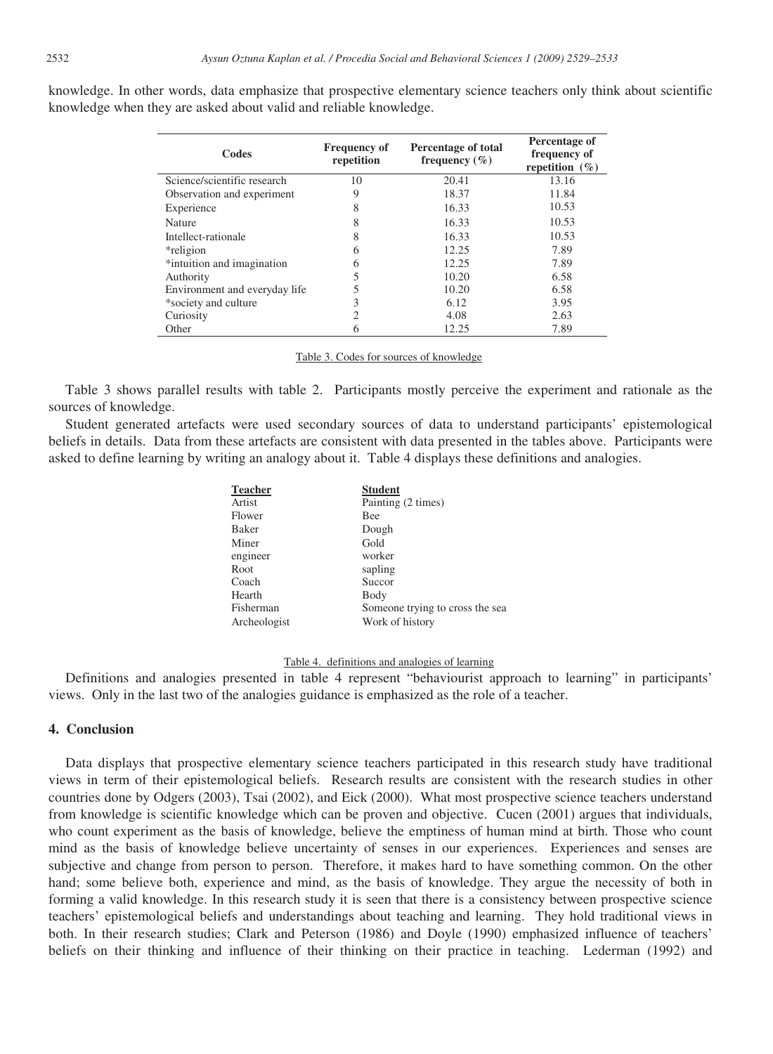knowledge. In other words, data emphasize that prospective elementary science teachers only think about scientific knowledge when they are asked about valid and reliable knowledge.

| Codes | Frequency of repetition | Percentage of total frequency (%) | Percentage of frequency of repetition (%) |
|---|---|---|---|
| Science/scientific research | 10 | 20.41 | 13.16 |
| Observation and experiment | 9 | 18.37 | 11.84 |
| Experience | 8 | 16.33 | 10.53 |
| Nature | 8 | 16.33 | 10.53 |
| Intellect-rationale | 8 | 16.33 | 10.53 |
| *religion | 6 | 12.25 | 7.89 |
| *intuition and imagination | 6 | 12.25 | 7.89 |
| Authority | 5 | 10.20 | 6.58 |
| Environment and everyday life | 5 | 10.20 | 6.58 |
| *society and culture | 3 | 6.12 | 3.95 |
| Curiosity | 2 | 4.08 | 2.63 |
| Other | 6 | 12.25 | 7.89 |

Table 3. Codes for sources of knowledge

Table 3 shows parallel results with table 2. Participants mostly perceive the experiment and rationale as the sources of knowledge.

Student generated artefacts were used secondary sources of data to understand participants' epistemological beliefs in details. Data from these artefacts are consistent with data presented in the tables above. Participants were asked to define learning by writing an analogy about it. Table 4 displays these definitions and analogies.

| Teacher | Student |
|---|---|
| Artist | Painting (2 times) |
| Flower | Bee |
| Baker | Dough |
| Miner | Gold |
| engineer | worker |
| Root | sapling |
| Coach | Succor |
| Hearth | Body |
| Fisherman | Someone trying to cross the sea |
| Archeologist | Work of history |

Table 4. definitions and analogies of learning

Definitions and analogies presented in table 4 represent "behaviourist approach to learning" in participants' views. Only in the last two of the analogies guidance is emphasized as the role of a teacher.

## 4. Conclusion

Data displays that prospective elementary science teachers participated in this research study have traditional views in term of their epistemological beliefs. Research results are consistent with the research studies in other countries done by Odgers (2003), Tsai (2002), and Eick (2000). What most prospective science teachers understand from knowledge is scientific knowledge which can be proven and objective. Cucen (2001) argues that individuals, who count experiment as the basis of knowledge, believe the emptiness of human mind at birth. Those who count mind as the basis of knowledge believe uncertainty of senses in our experiences. Experiences and senses are subjective and change from person to person. Therefore, it makes hard to have something common. On the other hand; some believe both, experience and mind, as the basis of knowledge. They argue the necessity of both in forming a valid knowledge. In this research study it is seen that there is a consistency between prospective science teachers' epistemological beliefs and understandings about teaching and learning. They hold traditional views in both. In their research studies; Clark and Peterson (1986) and Doyle (1990) emphasized influence of teachers' beliefs on their thinking and influence of their thinking on their practice in teaching. Lederman (1992) and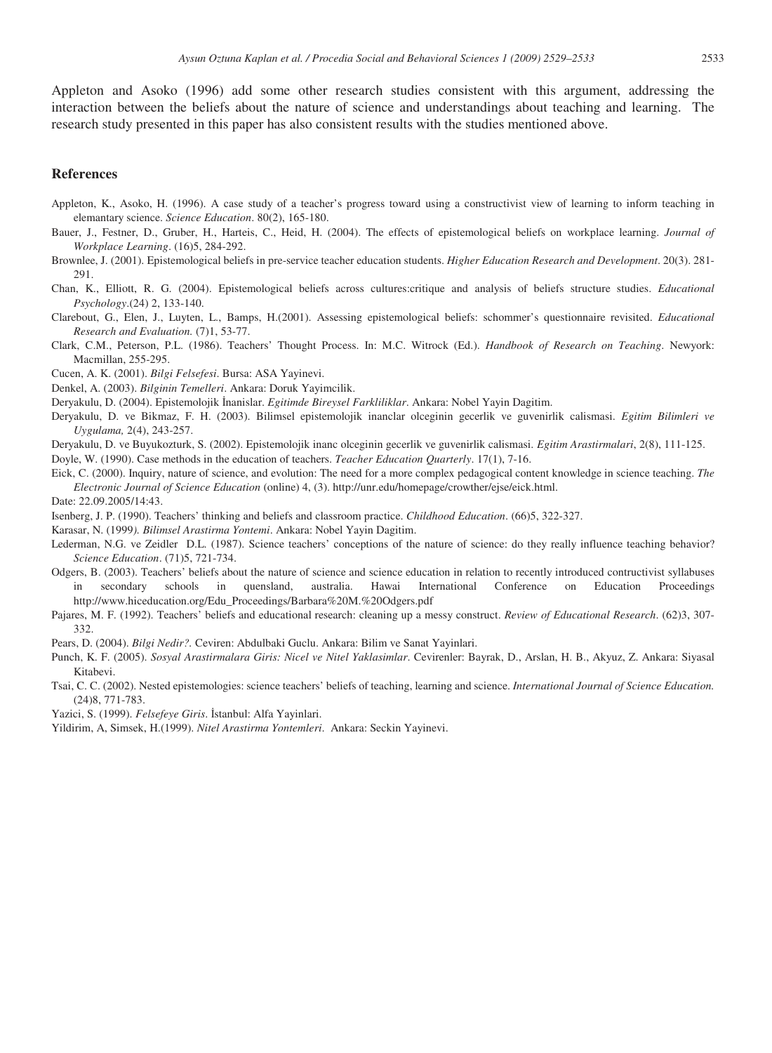Appleton and Asoko (1996) add some other research studies consistent with this argument, addressing the interaction between the beliefs about the nature of science and understandings about teaching and learning. The research study presented in this paper has also consistent results with the studies mentioned above.

## References

Appleton, K., Asoko, H. (1996). A case study of a teacher's progress toward using a constructivist view of learning to inform teaching in elamantary science. *Science Education*. 80(2), 165-180.

Bauer, J., Festner, D., Gruber, H., Harteis, C., Heid, H. (2004). The effects of epistemological beliefs on workplace learning. *Journal of Workplace Learning*. (16)5, 284-292.

Brownlee, J. (2001). Epistemological beliefs in pre-service teacher education students. *Higher Education Research and Development*. 20(3). 281-291.

Chan, K., Elliott, R. G. (2004). Epistemological beliefs across cultures:critique and analysis of beliefs structure studies. *Educational Psychology*.(24) 2, 133-140.

Clarebout, G., Elen, J., Luyten, L., Bamps, H.(2001). Assessing epistemological beliefs: schommer's questionnaire revisited. *Educational Research and Evaluation.* (7)1, 53-77.

Clark, C.M., Peterson, P.L. (1986). Teachers' Thought Process. In: M.C. Witrock (Ed.). *Handbook of Research on Teaching*. Newyork: Macmillan, 255-295.

Cucen, A. K. (2001). *Bilgi Felsefesi*. Bursa: ASA Yayinevi.

Denkel, A. (2003). *Bilginin Temelleri*. Ankara: Doruk Yayimcilik.

Deryakulu, D. (2004). Epistemolojik İnanislar. *Egitimde Bireysel Farkliliklar*. Ankara: Nobel Yayin Dagitim.

Deryakulu, D. ve Bikmaz, F. H. (2003). Bilimsel epistemolojik inanclar olceginin gecerlik ve guvenirlik calismasi. *Egitim Bilimleri ve Uygulama,* 2(4), 243-257.

Deryakulu, D. ve Buyukozturk, S. (2002). Epistemolojik inanc olceginin gecerlik ve guvenirlik calismasi. *Egitim Arastirmalari*, 2(8), 111-125.

Doyle, W. (1990). Case methods in the education of teachers. *Teacher Education Quarterly*. 17(1), 7-16.

Eick, C. (2000). Inquiry, nature of science, and evolution: The need for a more complex pedagogical content knowledge in science teaching. *The Electronic Journal of Science Education* (online) 4, (3). http://unr.edu/homepage/crowther/ejse/eick.html.

Date: 22.09.2005/14:43.

Isenberg, J. P. (1990). Teachers' thinking and beliefs and classroom practice. *Childhood Education*. (66)5, 322-327.

Karasar, N. (1999*). Bilimsel Arastirma Yontemi*. Ankara: Nobel Yayin Dagitim.

Lederman, N.G. ve Zeidler D.L. (1987). Science teachers' conceptions of the nature of science: do they really influence teaching behavior? *Science Education*. (71)5, 721-734.

Odgers, B. (2003). Teachers' beliefs about the nature of science and science education in relation to recently introduced contructivist syllabuses in secondary schools in quensland, australia. Hawai International Conference on Education Proceedings http://www.hiceducation.org/Edu_Proceedings/Barbara%20M.%20Odgers.pdf

Pajares, M. F. (1992). Teachers' beliefs and educational research: cleaning up a messy construct. *Review of Educational Research*. (62)3, 307-332.

Pears, D. (2004). *Bilgi Nedir?.* Ceviren: Abdulbaki Guclu. Ankara: Bilim ve Sanat Yayinlari.

Punch, K. F. (2005). *Sosyal Arastirmalara Giris: Nicel ve Nitel Yaklasimlar*. Cevirenler: Bayrak, D., Arslan, H. B., Akyuz, Z. Ankara: Siyasal Kitabevi.

Tsai, C. C. (2002). Nested epistemologies: science teachers' beliefs of teaching, learning and science. *International Journal of Science Education.* (24)8, 771-783.

Yazici, S. (1999). *Felsefeye Giris*. İstanbul: Alfa Yayinlari.

Yildirim, A, Simsek, H.(1999). *Nitel Arastirma Yontemleri*. Ankara: Seckin Yayinevi.